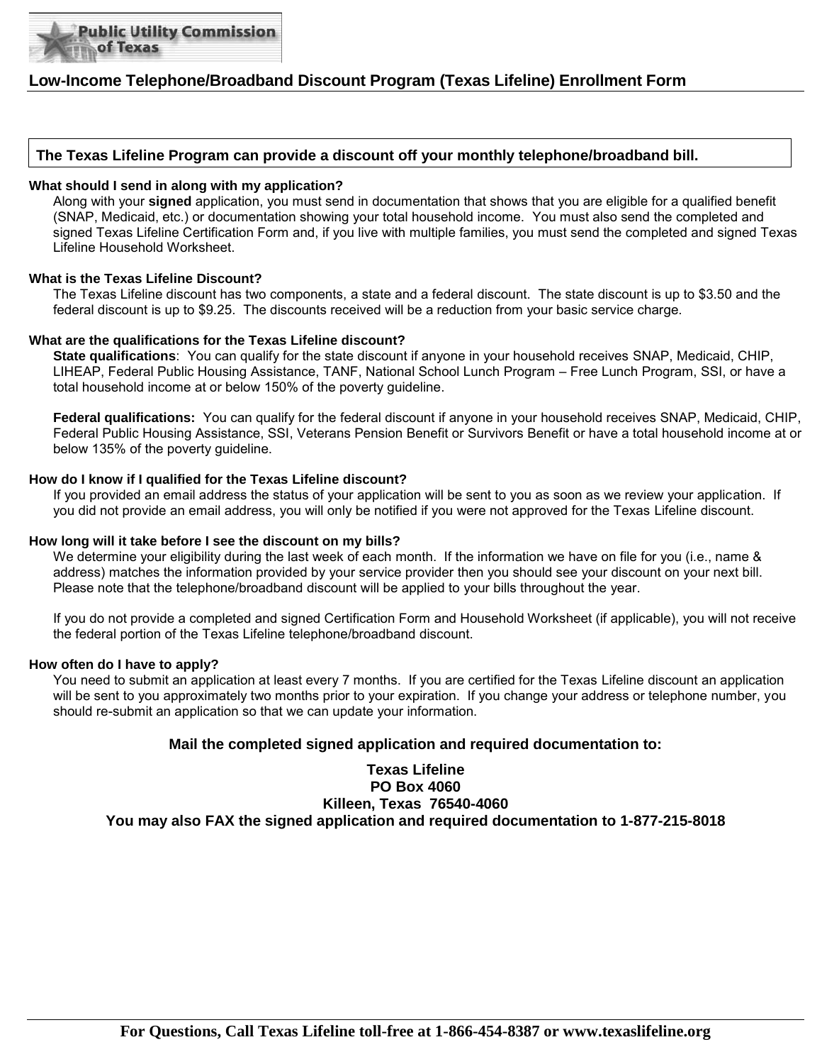Public Utility Commission of Texas

# Low-Income Telephone/Broadband Discount Program (Texas Lifeline) Enrollment Form

**The Texas Lifeline Program can provide a discount off your monthly telephone/broadband bill.**

**What should I send in along with my application?**

Along with your **signed** application, you must send in documentation that shows that you are eligible for a qualified benefit (SNAP, Medicaid, etc.) or documentation showing your total household income. You must also send the completed and signed Texas Lifeline Certification Form and, if you live with multiple families, you must send the completed and signed Texas Lifeline Household Worksheet.

**What is the Texas Lifeline Discount?**

The Texas Lifeline discount has two components, a state and a federal discount. The state discount is up to $3.50 and the federal discount is up to $9.25. The discounts received will be a reduction from your basic service charge.

**What are the qualifications for the Texas Lifeline discount?**

**State qualifications**: You can qualify for the state discount if anyone in your household receives SNAP, Medicaid, CHIP, LIHEAP, Federal Public Housing Assistance, TANF, National School Lunch Program – Free Lunch Program, SSI, or have a total household income at or below 150% of the poverty guideline.

**Federal qualifications:** You can qualify for the federal discount if anyone in your household receives SNAP, Medicaid, CHIP, Federal Public Housing Assistance, SSI, Veterans Pension Benefit or Survivors Benefit or have a total household income at or below 135% of the poverty guideline.

**How do I know if I qualified for the Texas Lifeline discount?**

If you provided an email address the status of your application will be sent to you as soon as we review your application. If you did not provide an email address, you will only be notified if you were not approved for the Texas Lifeline discount.

**How long will it take before I see the discount on my bills?**

We determine your eligibility during the last week of each month. If the information we have on file for you (i.e., name & address) matches the information provided by your service provider then you should see your discount on your next bill. Please note that the telephone/broadband discount will be applied to your bills throughout the year.

If you do not provide a completed and signed Certification Form and Household Worksheet (if applicable), you will not receive the federal portion of the Texas Lifeline telephone/broadband discount.

**How often do I have to apply?**

You need to submit an application at least every 7 months. If you are certified for the Texas Lifeline discount an application will be sent to you approximately two months prior to your expiration. If you change your address or telephone number, you should re-submit an application so that we can update your information.

**Mail the completed signed application and required documentation to:**

**Texas Lifeline**
**PO Box 4060**
**Killeen, Texas 76540-4060**
**You may also FAX the signed application and required documentation to 1-877-215-8018**

**For Questions, Call Texas Lifeline toll-free at 1-866-454-8387 or www.texaslifeline.org**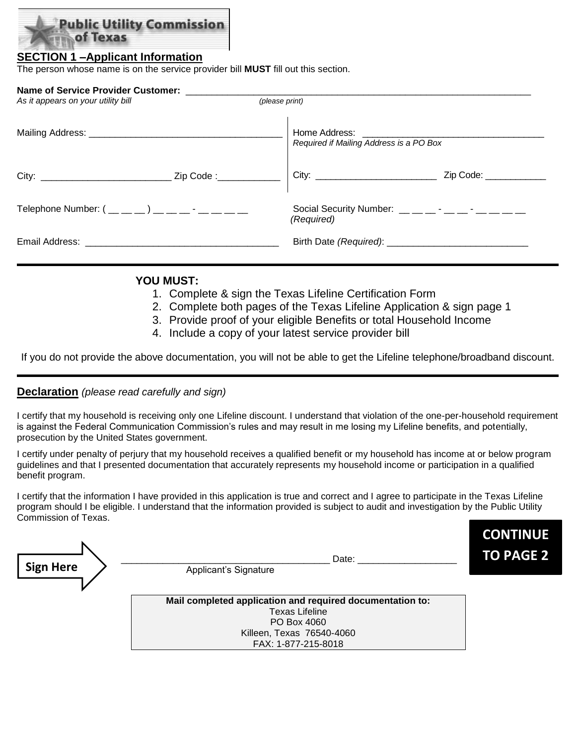Public Utility Commission of Texas

## SECTION 1 –Applicant Information

The person whose name is on the service provider bill **MUST** fill out this section.

**Name of Service Provider Customer:** ____________________________________________
*As it appears on your utility bill* *(please print)*

Mailing Address: ____________________________________

City: ________________________ Zip Code :____________

Home Address: ___________________________________
*Required if Mailing Address is a PO Box*

City: _______________________ Zip Code: ___________

Telephone Number: ( __ __ __ ) __ __ __ - __ __ __ __

Social Security Number: __ __ __ - __ __ - __ __ __ __
*(Required)*

Email Address: ____________________________________

Birth Date *(Required)*: ___________________________

---

**YOU MUST:**

1. Complete & sign the Texas Lifeline Certification Form
2. Complete both pages of the Texas Lifeline Application & sign page 1
3. Provide proof of your eligible Benefits or total Household Income
4. Include a copy of your latest service provider bill

If you do not provide the above documentation, you will not be able to get the Lifeline telephone/broadband discount.

---

**Declaration** *(please read carefully and sign)*

I certify that my household is receiving only one Lifeline discount. I understand that violation of the one-per-household requirement is against the Federal Communication Commission's rules and may result in me losing my Lifeline benefits, and potentially, prosecution by the United States government.

I certify under penalty of perjury that my household receives a qualified benefit or my household has income at or below program guidelines and that I presented documentation that accurately represents my household income or participation in a qualified benefit program.

I certify that the information I have provided in this application is true and correct and I agree to participate in the Texas Lifeline program should I be eligible. I understand that the information provided is subject to audit and investigation by the Public Utility Commission of Texas.

**CONTINUE TO PAGE 2**

**Sign Here** ______________________________________ Date: __________________
Applicant's Signature

**Mail completed application and required documentation to:**
Texas Lifeline
PO Box 4060
Killeen, Texas 76540-4060
FAX: 1-877-215-8018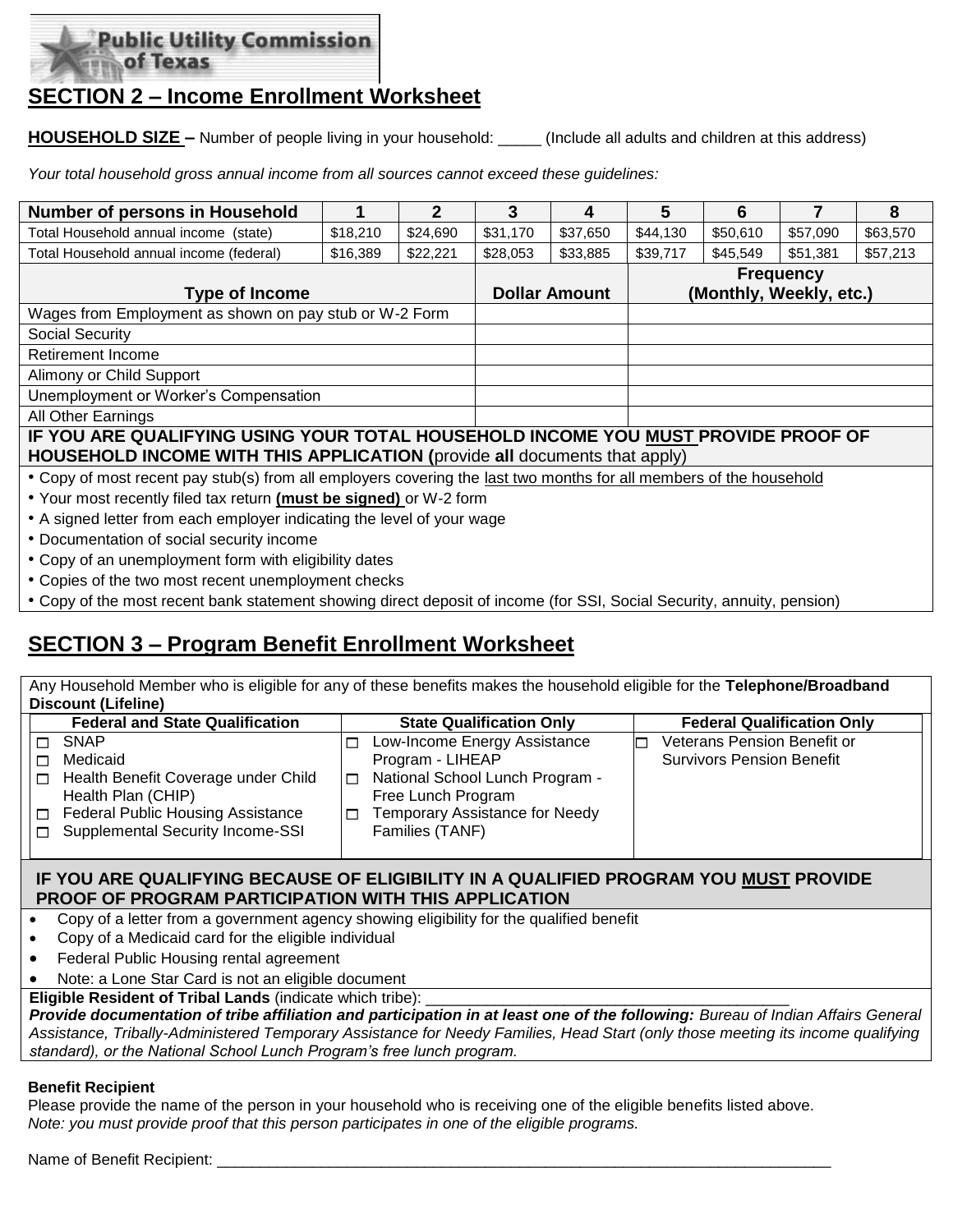Public Utility Commission of Texas

## SECTION 2 – Income Enrollment Worksheet

**HOUSEHOLD SIZE –** Number of people living in your household: _____ (Include all adults and children at this address)

*Your total household gross annual income from all sources cannot exceed these guidelines:*

| Number of persons in Household | 1 | 2 | 3 | 4 | 5 | 6 | 7 | 8 |
|---|---|---|---|---|---|---|---|---|
| Total Household annual income (state) | $18,210 | $24,690 | $31,170 | $37,650 | $44,130 | $50,610 | $57,090 | $63,570 |
| Total Household annual income (federal) | $16,389 | $22,221 | $28,053 | $33,885 | $39,717 | $45,549 | $51,381 | $57,213 |

| Type of Income | Dollar Amount | Frequency (Monthly, Weekly, etc.) |
|---|---|---|
| Wages from Employment as shown on pay stub or W-2 Form | | |
| Social Security | | |
| Retirement Income | | |
| Alimony or Child Support | | |
| Unemployment or Worker's Compensation | | |
| All Other Earnings | | |

**IF YOU ARE QUALIFYING USING YOUR TOTAL HOUSEHOLD INCOME YOU MUST PROVIDE PROOF OF HOUSEHOLD INCOME WITH THIS APPLICATION (**provide **all** documents that apply)

- Copy of most recent pay stub(s) from all employers covering the last two months for all members of the household
- Your most recently filed tax return **(must be signed)** or W-2 form
- A signed letter from each employer indicating the level of your wage
- Documentation of social security income
- Copy of an unemployment form with eligibility dates
- Copies of the two most recent unemployment checks
- Copy of the most recent bank statement showing direct deposit of income (for SSI, Social Security, annuity, pension)

## SECTION 3 – Program Benefit Enrollment Worksheet

Any Household Member who is eligible for any of these benefits makes the household eligible for the **Telephone/Broadband Discount (Lifeline)**

| Federal and State Qualification | State Qualification Only | Federal Qualification Only |
|---|---|---|
| ☐ SNAP<br>☐ Medicaid<br>☐ Health Benefit Coverage under Child Health Plan (CHIP)<br>☐ Federal Public Housing Assistance<br>☐ Supplemental Security Income-SSI | ☐ Low-Income Energy Assistance Program - LIHEAP<br>☐ National School Lunch Program - Free Lunch Program<br>☐ Temporary Assistance for Needy Families (TANF) | ☐ Veterans Pension Benefit or Survivors Pension Benefit |

**IF YOU ARE QUALIFYING BECAUSE OF ELIGIBILITY IN A QUALIFIED PROGRAM YOU MUST PROVIDE PROOF OF PROGRAM PARTICIPATION WITH THIS APPLICATION**

- Copy of a letter from a government agency showing eligibility for the qualified benefit
- Copy of a Medicaid card for the eligible individual
- Federal Public Housing rental agreement
- Note: a Lone Star Card is not an eligible document

**Eligible Resident of Tribal Lands** (indicate which tribe): ____________________________________________

***Provide documentation of tribe affiliation and participation in at least one of the following:*** *Bureau of Indian Affairs General Assistance, Tribally-Administered Temporary Assistance for Needy Families, Head Start (only those meeting its income qualifying standard), or the National School Lunch Program's free lunch program.*

**Benefit Recipient**

Please provide the name of the person in your household who is receiving one of the eligible benefits listed above.
*Note: you must provide proof that this person participates in one of the eligible programs.*

Name of Benefit Recipient: ___________________________________________________________________________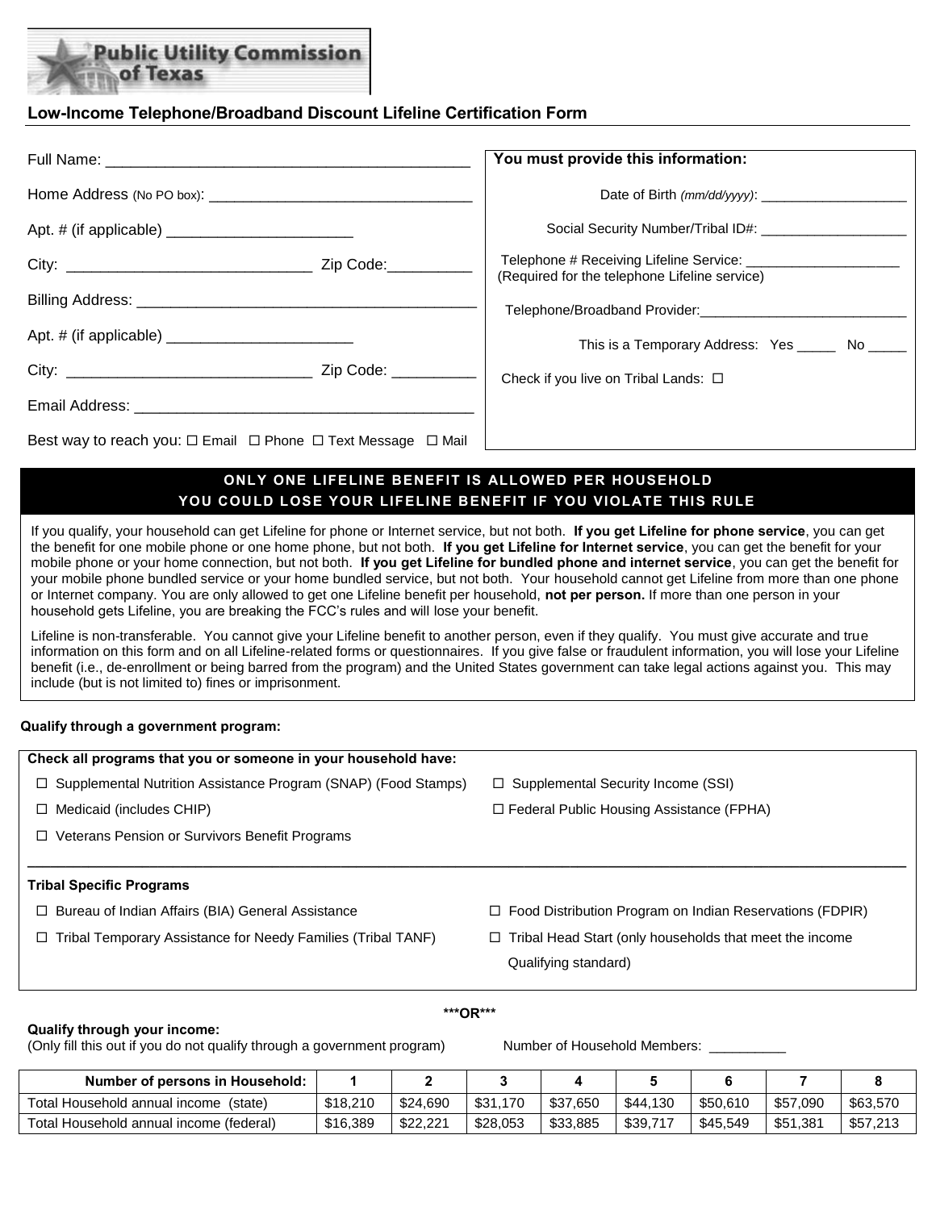**Public Utility Commission of Texas**

## Low-Income Telephone/Broadband Discount Lifeline Certification Form

Full Name: ___________________________________________

Home Address (No PO box): _______________________________

Apt. # (if applicable) ______________________

City: _____________________________ Zip Code:__________

Billing Address: ________________________________________

Apt. # (if applicable) ______________________

City: _____________________________ Zip Code: __________

Email Address: _________________________________________

Best way to reach you: ☐ Email ☐ Phone ☐ Text Message ☐ Mail

**You must provide this information:**

Date of Birth *(mm/dd/yyyy)*: ___________________

Social Security Number/Tribal ID#: ___________________

Telephone # Receiving Lifeline Service: ____________________
(Required for the telephone Lifeline service)

Telephone/Broadband Provider:___________________________

This is a Temporary Address: Yes _____ No _____

Check if you live on Tribal Lands: ☐

**ONLY ONE LIFELINE BENEFIT IS ALLOWED PER HOUSEHOLD**
**YOU COULD LOSE YOUR LIFELINE BENEFIT IF YOU VIOLATE THIS RULE**

If you qualify, your household can get Lifeline for phone or Internet service, but not both. **If you get Lifeline for phone service**, you can get the benefit for one mobile phone or one home phone, but not both. **If you get Lifeline for Internet service**, you can get the benefit for your mobile phone or your home connection, but not both. **If you get Lifeline for bundled phone and internet service**, you can get the benefit for your mobile phone bundled service or your home bundled service, but not both. Your household cannot get Lifeline from more than one phone or Internet company. You are only allowed to get one Lifeline benefit per household, **not per person.** If more than one person in your household gets Lifeline, you are breaking the FCC's rules and will lose your benefit.

Lifeline is non-transferable. You cannot give your Lifeline benefit to another person, even if they qualify. You must give accurate and true information on this form and on all Lifeline-related forms or questionnaires. If you give false or fraudulent information, you will lose your Lifeline benefit (i.e., de-enrollment or being barred from the program) and the United States government can take legal actions against you. This may include (but is not limited to) fines or imprisonment.

**Qualify through a government program:**

**Check all programs that you or someone in your household have:**

- ☐ Supplemental Nutrition Assistance Program (SNAP) (Food Stamps)
- ☐ Supplemental Security Income (SSI)
- ☐ Medicaid (includes CHIP)
- ☐ Federal Public Housing Assistance (FPHA)
- ☐ Veterans Pension or Survivors Benefit Programs

**Tribal Specific Programs**

- ☐ Bureau of Indian Affairs (BIA) General Assistance
- ☐ Food Distribution Program on Indian Reservations (FDPIR)
- ☐ Tribal Temporary Assistance for Needy Families (Tribal TANF)
- ☐ Tribal Head Start (only households that meet the income Qualifying standard)

*****OR*****

**Qualify through your income:**
(Only fill this out if you do not qualify through a government program)

Number of Household Members: __________

| Number of persons in Household: | 1 | 2 | 3 | 4 | 5 | 6 | 7 | 8 |
|---|---|---|---|---|---|---|---|---|
| Total Household annual income (state) | $18,210 | $24,690 | $31,170 | $37,650 | $44,130 | $50,610 | $57,090 | $63,570 |
| Total Household annual income (federal) | $16,389 | $22,221 | $28,053 | $33,885 | $39,717 | $45,549 | $51,381 | $57,213 |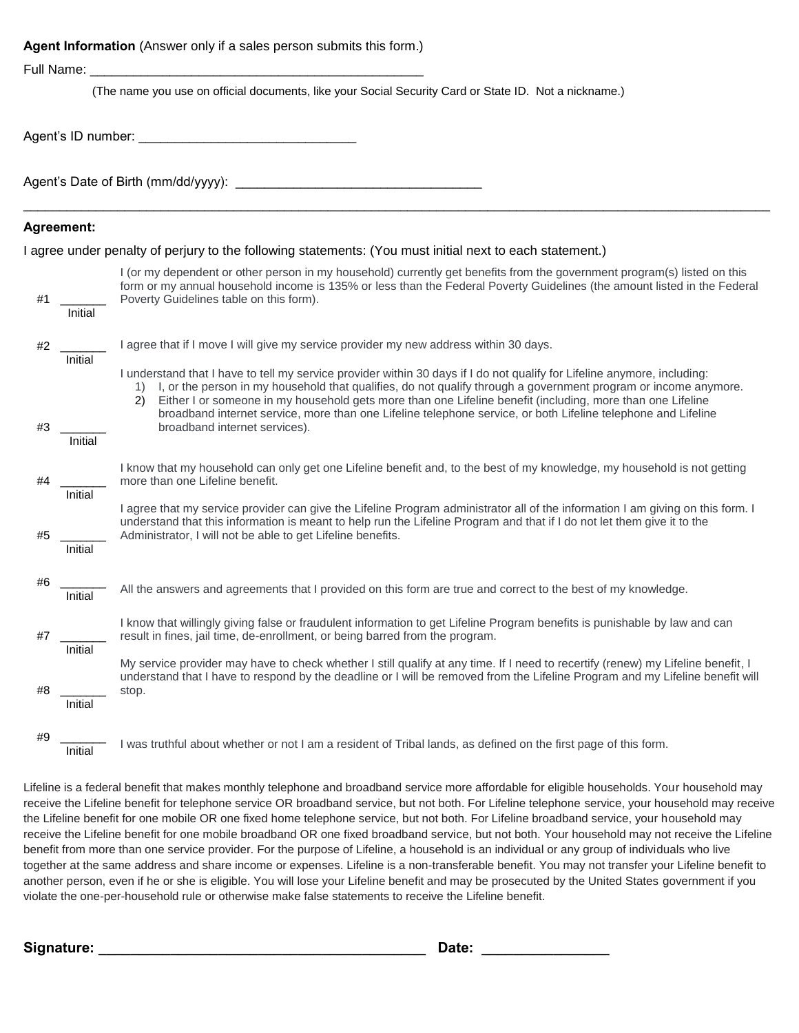**Agent Information** (Answer only if a sales person submits this form.)

Full Name: ________________________________________________

(The name you use on official documents, like your Social Security Card or State ID. Not a nickname.)

Agent's ID number: ______________________________

Agent's Date of Birth (mm/dd/yyyy): __________________________________

---

**Agreement:**

I agree under penalty of perjury to the following statements: (You must initial next to each statement.)

#1 _______ Initial — I (or my dependent or other person in my household) currently get benefits from the government program(s) listed on this form or my annual household income is 135% or less than the Federal Poverty Guidelines (the amount listed in the Federal Poverty Guidelines table on this form).

#2 _______ Initial — I agree that if I move I will give my service provider my new address within 30 days.

#3 _______ Initial — I understand that I have to tell my service provider within 30 days if I do not qualify for Lifeline anymore, including:

1) I, or the person in my household that qualifies, do not qualify through a government program or income anymore.
2) Either I or someone in my household gets more than one Lifeline benefit (including, more than one Lifeline broadband internet service, more than one Lifeline telephone service, or both Lifeline telephone and Lifeline broadband internet services).

#4 _______ Initial — I know that my household can only get one Lifeline benefit and, to the best of my knowledge, my household is not getting more than one Lifeline benefit.

#5 _______ Initial — I agree that my service provider can give the Lifeline Program administrator all of the information I am giving on this form. I understand that this information is meant to help run the Lifeline Program and that if I do not let them give it to the Administrator, I will not be able to get Lifeline benefits.

#6 _______ Initial — All the answers and agreements that I provided on this form are true and correct to the best of my knowledge.

#7 _______ Initial — I know that willingly giving false or fraudulent information to get Lifeline Program benefits is punishable by law and can result in fines, jail time, de-enrollment, or being barred from the program.

#8 _______ Initial — My service provider may have to check whether I still qualify at any time. If I need to recertify (renew) my Lifeline benefit, I understand that I have to respond by the deadline or I will be removed from the Lifeline Program and my Lifeline benefit will stop.

#9 _______ Initial — I was truthful about whether or not I am a resident of Tribal lands, as defined on the first page of this form.

Lifeline is a federal benefit that makes monthly telephone and broadband service more affordable for eligible households. Your household may receive the Lifeline benefit for telephone service OR broadband service, but not both. For Lifeline telephone service, your household may receive the Lifeline benefit for one mobile OR one fixed home telephone service, but not both. For Lifeline broadband service, your household may receive the Lifeline benefit for one mobile broadband OR one fixed broadband service, but not both. Your household may not receive the Lifeline benefit from more than one service provider. For the purpose of Lifeline, a household is an individual or any group of individuals who live together at the same address and share income or expenses. Lifeline is a non-transferable benefit. You may not transfer your Lifeline benefit to another person, even if he or she is eligible. You will lose your Lifeline benefit and may be prosecuted by the United States government if you violate the one-per-household rule or otherwise make false statements to receive the Lifeline benefit.

**Signature: ________________________________________** **Date: ________________**